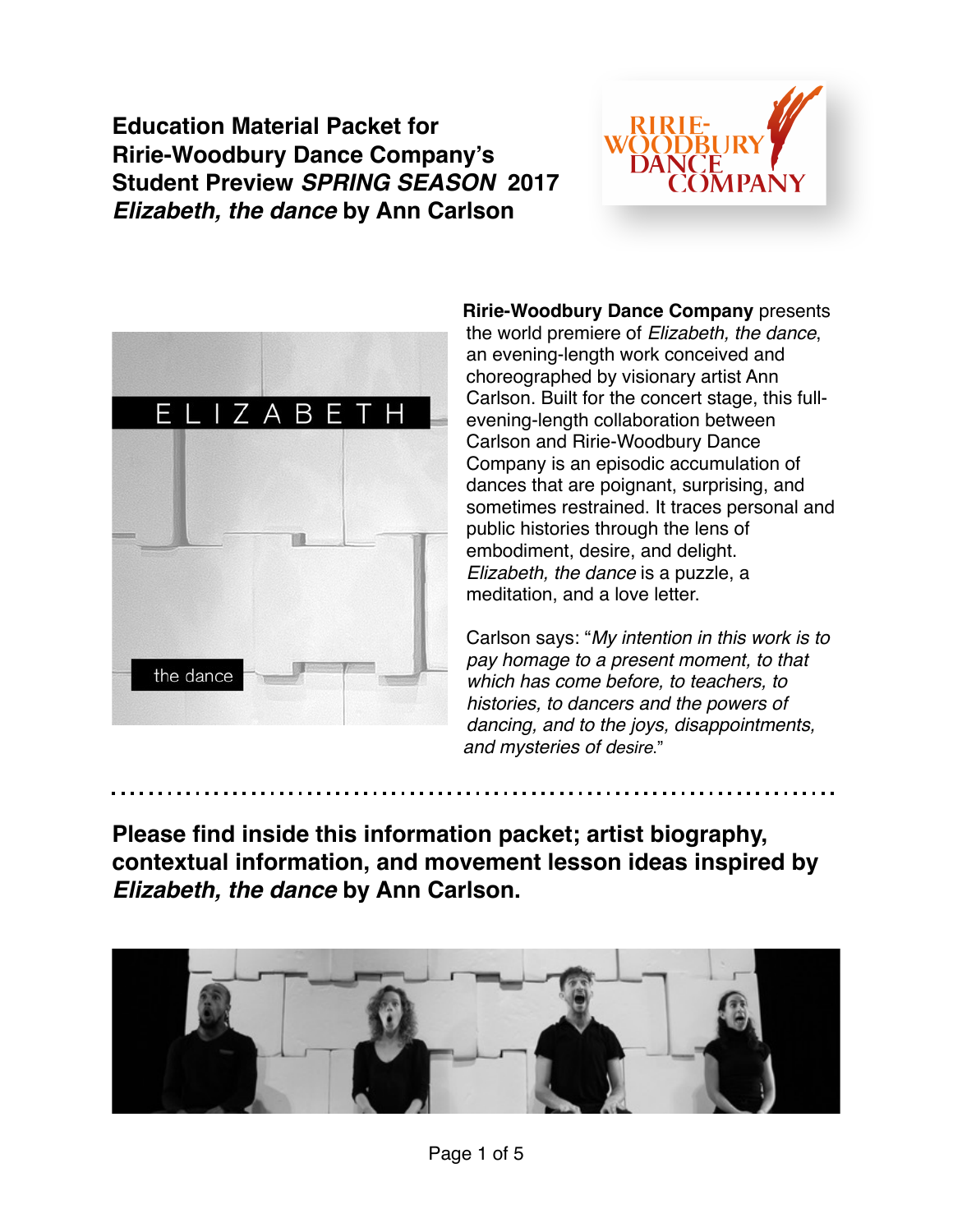# Education Material Packet for Ririe-Woodbury Dance Company's Student Preview *SPRING SEASON* 2017 *Elizabeth, the dance* by Ann Carlson

**Ririe-Woodbury Dance Company** presents the world premiere of *Elizabeth, the dance*, an evening-length work conceived and choreographed by visionary artist Ann Carlson. Built for the concert stage, this full-evening-length collaboration between Carlson and Ririe-Woodbury Dance Company is an episodic accumulation of dances that are poignant, surprising, and sometimes restrained. It traces personal and public histories through the lens of embodiment, desire, and delight. *Elizabeth, the dance* is a puzzle, a meditation, and a love letter.

Carlson says: "*My intention in this work is to pay homage to a present moment, to that which has come before, to teachers, to histories, to dancers and the powers of dancing, and to the joys, disappointments, and mysteries of desire*."

---

**Please find inside this information packet; artist biography, contextual information, and movement lesson ideas inspired by *Elizabeth, the dance* by Ann Carlson.**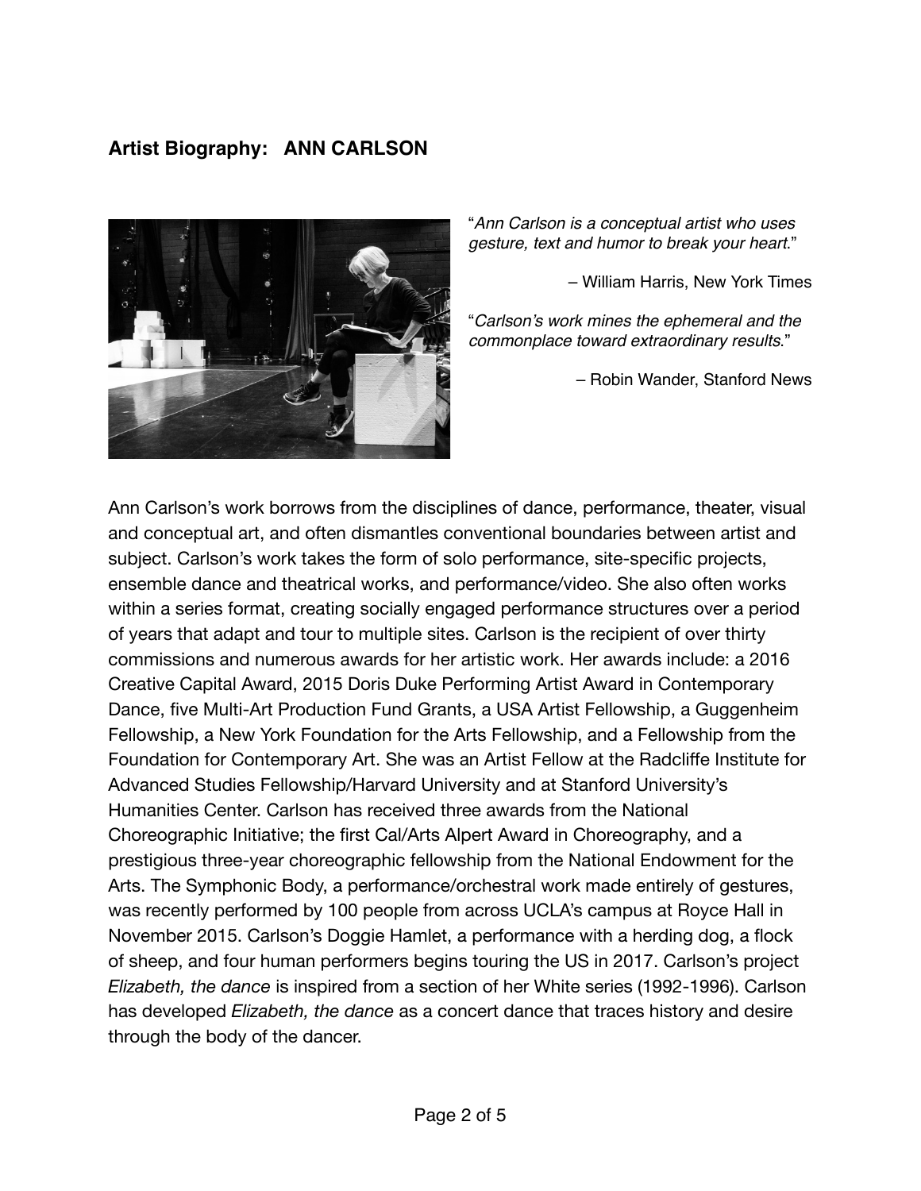## Artist Biography: ANN CARLSON

"*Ann Carlson is a conceptual artist who uses gesture, text and humor to break your heart.*"

– William Harris, New York Times

"*Carlson's work mines the ephemeral and the commonplace toward extraordinary results.*"

– Robin Wander, Stanford News

Ann Carlson's work borrows from the disciplines of dance, performance, theater, visual and conceptual art, and often dismantles conventional boundaries between artist and subject. Carlson's work takes the form of solo performance, site-specific projects, ensemble dance and theatrical works, and performance/video. She also often works within a series format, creating socially engaged performance structures over a period of years that adapt and tour to multiple sites. Carlson is the recipient of over thirty commissions and numerous awards for her artistic work. Her awards include: a 2016 Creative Capital Award, 2015 Doris Duke Performing Artist Award in Contemporary Dance, five Multi-Art Production Fund Grants, a USA Artist Fellowship, a Guggenheim Fellowship, a New York Foundation for the Arts Fellowship, and a Fellowship from the Foundation for Contemporary Art. She was an Artist Fellow at the Radcliffe Institute for Advanced Studies Fellowship/Harvard University and at Stanford University's Humanities Center. Carlson has received three awards from the National Choreographic Initiative; the first Cal/Arts Alpert Award in Choreography, and a prestigious three-year choreographic fellowship from the National Endowment for the Arts. The Symphonic Body, a performance/orchestral work made entirely of gestures, was recently performed by 100 people from across UCLA's campus at Royce Hall in November 2015. Carlson's Doggie Hamlet, a performance with a herding dog, a flock of sheep, and four human performers begins touring the US in 2017. Carlson's project *Elizabeth, the dance* is inspired from a section of her White series (1992-1996). Carlson has developed *Elizabeth, the dance* as a concert dance that traces history and desire through the body of the dancer.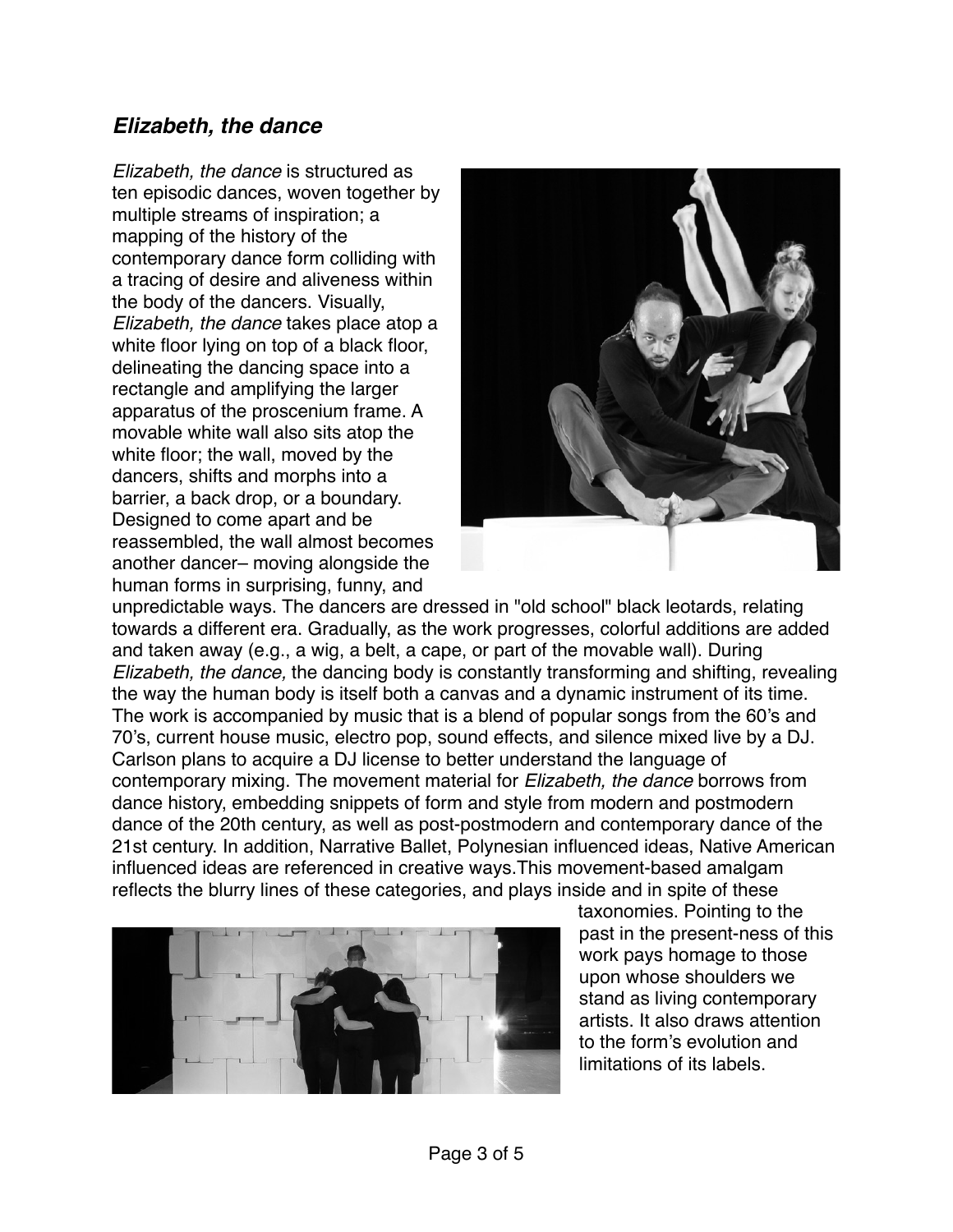## *Elizabeth, the dance*

*Elizabeth, the dance* is structured as ten episodic dances, woven together by multiple streams of inspiration; a mapping of the history of the contemporary dance form colliding with a tracing of desire and aliveness within the body of the dancers. Visually, *Elizabeth, the dance* takes place atop a white floor lying on top of a black floor, delineating the dancing space into a rectangle and amplifying the larger apparatus of the proscenium frame. A movable white wall also sits atop the white floor; the wall, moved by the dancers, shifts and morphs into a barrier, a back drop, or a boundary. Designed to come apart and be reassembled, the wall almost becomes another dancer– moving alongside the human forms in surprising, funny, and unpredictable ways. The dancers are dressed in "old school" black leotards, relating towards a different era. Gradually, as the work progresses, colorful additions are added and taken away (e.g., a wig, a belt, a cape, or part of the movable wall). During *Elizabeth, the dance,* the dancing body is constantly transforming and shifting, revealing the way the human body is itself both a canvas and a dynamic instrument of its time. The work is accompanied by music that is a blend of popular songs from the 60's and 70's, current house music, electro pop, sound effects, and silence mixed live by a DJ. Carlson plans to acquire a DJ license to better understand the language of contemporary mixing. The movement material for *Elizabeth, the dance* borrows from dance history, embedding snippets of form and style from modern and postmodern dance of the 20th century, as well as post-postmodern and contemporary dance of the 21st century. In addition, Narrative Ballet, Polynesian influenced ideas, Native American influenced ideas are referenced in creative ways.This movement-based amalgam reflects the blurry lines of these categories, and plays inside and in spite of these taxonomies. Pointing to the past in the present-ness of this work pays homage to those upon whose shoulders we stand as living contemporary artists. It also draws attention to the form's evolution and limitations of its labels.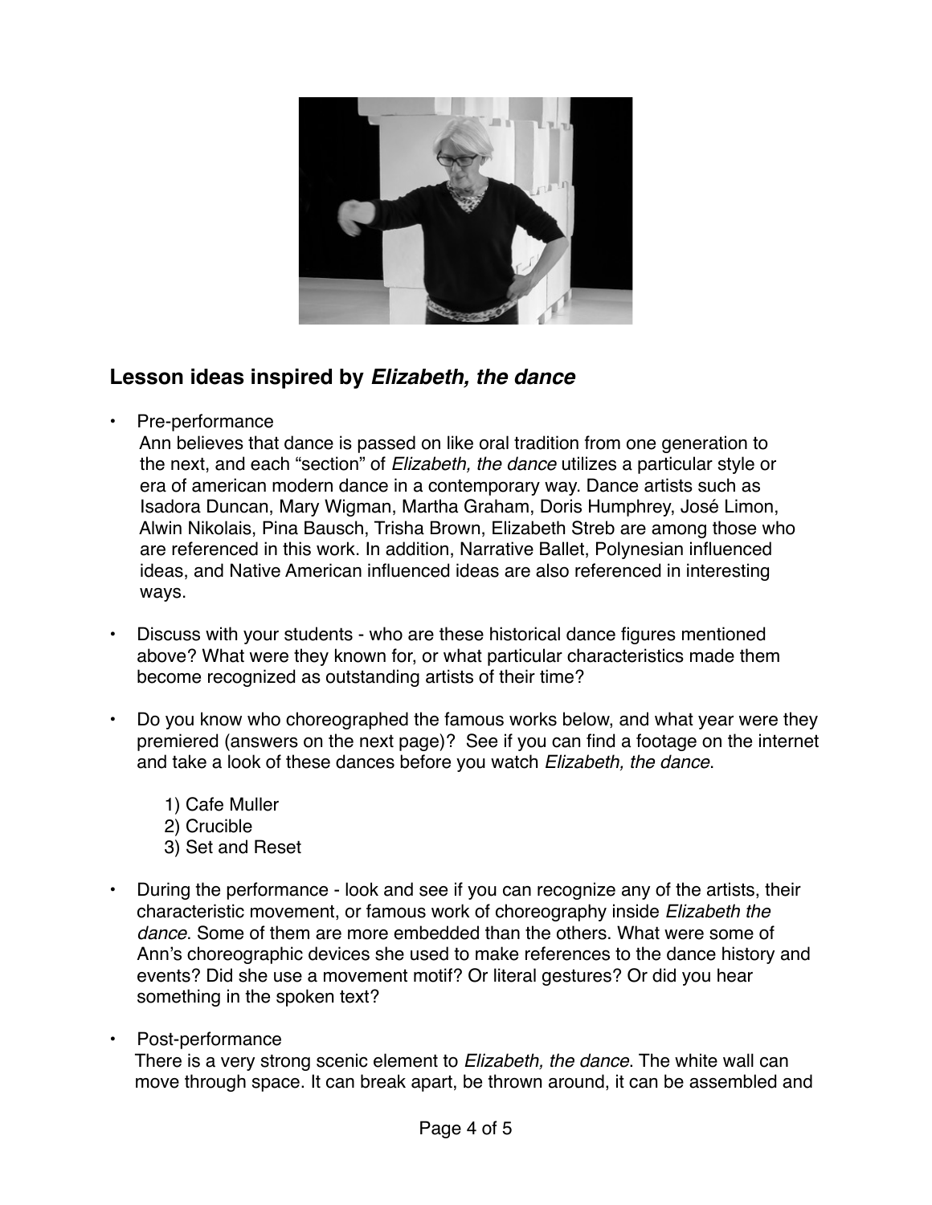## Lesson ideas inspired by ***Elizabeth, the dance***

- Pre-performance
  Ann believes that dance is passed on like oral tradition from one generation to the next, and each "section" of *Elizabeth, the dance* utilizes a particular style or era of american modern dance in a contemporary way. Dance artists such as Isadora Duncan, Mary Wigman, Martha Graham, Doris Humphrey, José Limon, Alwin Nikolais, Pina Bausch, Trisha Brown, Elizabeth Streb are among those who are referenced in this work. In addition, Narrative Ballet, Polynesian influenced ideas, and Native American influenced ideas are also referenced in interesting ways.

- Discuss with your students - who are these historical dance figures mentioned above? What were they known for, or what particular characteristics made them become recognized as outstanding artists of their time?

- Do you know who choreographed the famous works below, and what year were they premiered (answers on the next page)? See if you can find a footage on the internet and take a look of these dances before you watch *Elizabeth, the dance*.

  1) Cafe Muller
  2) Crucible
  3) Set and Reset

- During the performance - look and see if you can recognize any of the artists, their characteristic movement, or famous work of choreography inside *Elizabeth the dance*. Some of them are more embedded than the others. What were some of Ann's choreographic devices she used to make references to the dance history and events? Did she use a movement motif? Or literal gestures? Or did you hear something in the spoken text?

- Post-performance
  There is a very strong scenic element to *Elizabeth, the dance*. The white wall can move through space. It can break apart, be thrown around, it can be assembled and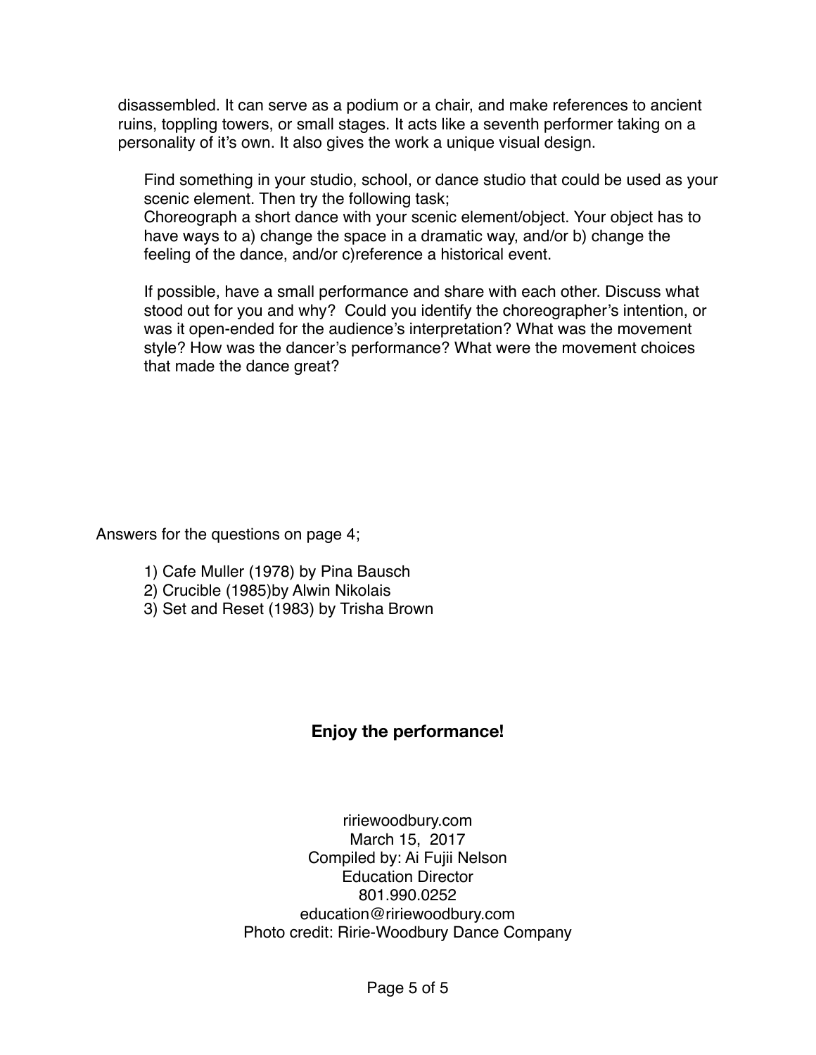disassembled. It can serve as a podium or a chair, and make references to ancient ruins, toppling towers, or small stages. It acts like a seventh performer taking on a personality of it's own. It also gives the work a unique visual design.

Find something in your studio, school, or dance studio that could be used as your scenic element. Then try the following task;
Choreograph a short dance with your scenic element/object. Your object has to have ways to a) change the space in a dramatic way, and/or b) change the feeling of the dance, and/or c)reference a historical event.

If possible, have a small performance and share with each other. Discuss what stood out for you and why? Could you identify the choreographer's intention, or was it open-ended for the audience's interpretation? What was the movement style? How was the dancer's performance? What were the movement choices that made the dance great?

Answers for the questions on page 4;

1) Cafe Muller (1978) by Pina Bausch
2) Crucible (1985)by Alwin Nikolais
3) Set and Reset (1983) by Trisha Brown

**Enjoy the performance!**

ririewoodbury.com
March 15, 2017
Compiled by: Ai Fujii Nelson
Education Director
801.990.0252
education@ririewoodbury.com
Photo credit: Ririe-Woodbury Dance Company